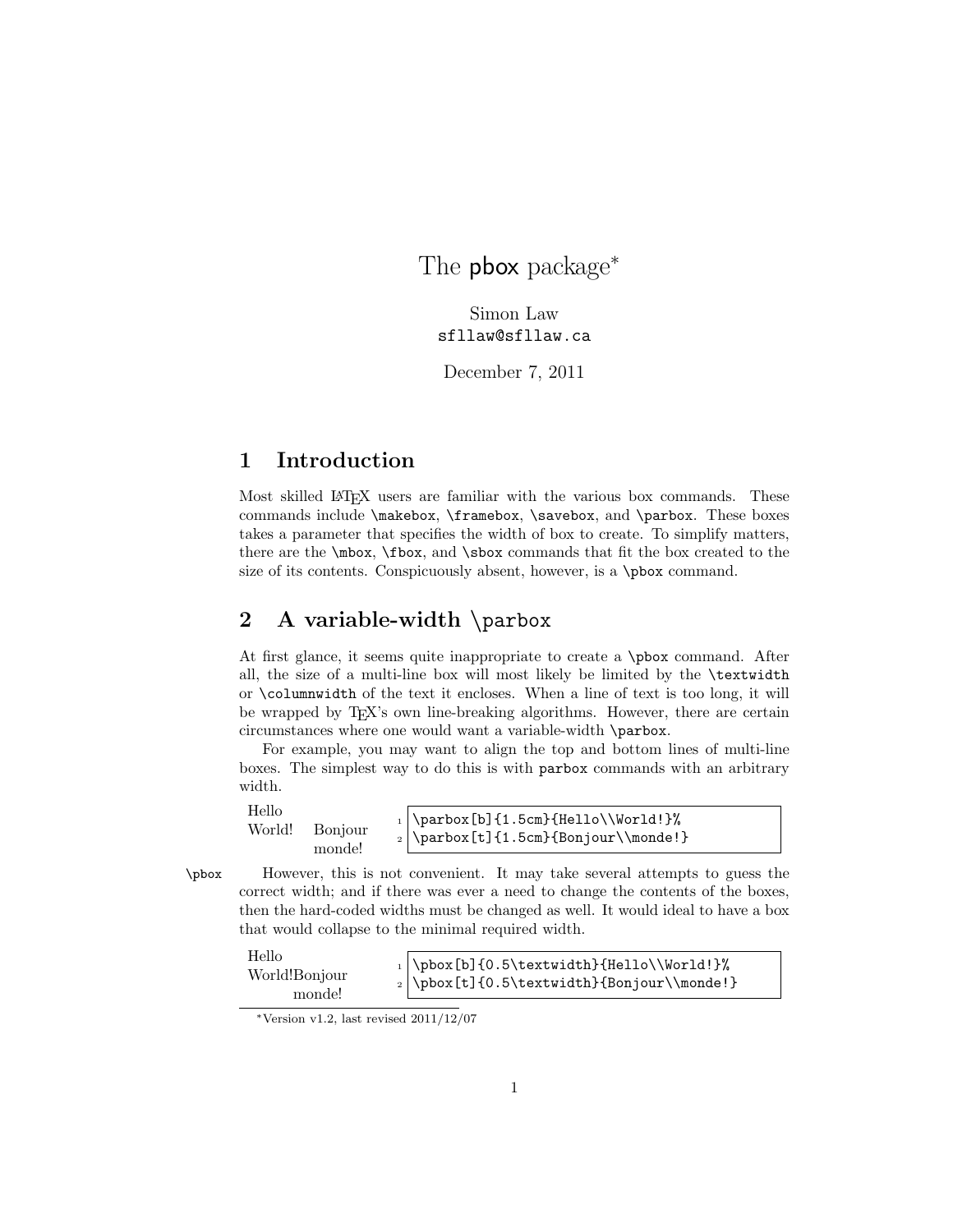# The pbox package*

Simon Law
sfllaw@sfllaw.ca

December 7, 2011

## 1 Introduction

Most skilled LaTeX users are familiar with the various box commands. These commands include `\makebox`, `\framebox`, `\savebox`, and `\parbox`. These boxes takes a parameter that specifies the width of box to create. To simplify matters, there are the `\mbox`, `\fbox`, and `\sbox` commands that fit the box created to the size of its contents. Conspicuously absent, however, is a `\pbox` command.

## 2 A variable-width `\parbox`

At first glance, it seems quite inappropriate to create a `\pbox` command. After all, the size of a multi-line box will most likely be limited by the `\textwidth` or `\columnwidth` of the text it encloses. When a line of text is too long, it will be wrapped by TeX's own line-breaking algorithms. However, there are certain circumstances where one would want a variable-width `\parbox`.

For example, you may want to align the top and bottom lines of multi-line boxes. The simplest way to do this is with `parbox` commands with an arbitrary width.

Hello
World!   Bonjour
         monde!

```
\parbox[b]{1.5cm}{Hello\\World!}%
\parbox[t]{1.5cm}{Bonjour\\monde!}
```

`\pbox` However, this is not convenient. It may take several attempts to guess the correct width; and if there was ever a need to change the contents of the boxes, then the hard-coded widths must be changed as well. It would ideal to have a box that would collapse to the minimal required width.

Hello
World!Bonjour
      monde!

```
\pbox[b]{0.5\textwidth}{Hello\\World!}%
\pbox[t]{0.5\textwidth}{Bonjour\\monde!}
```

*Version v1.2, last revised 2011/12/07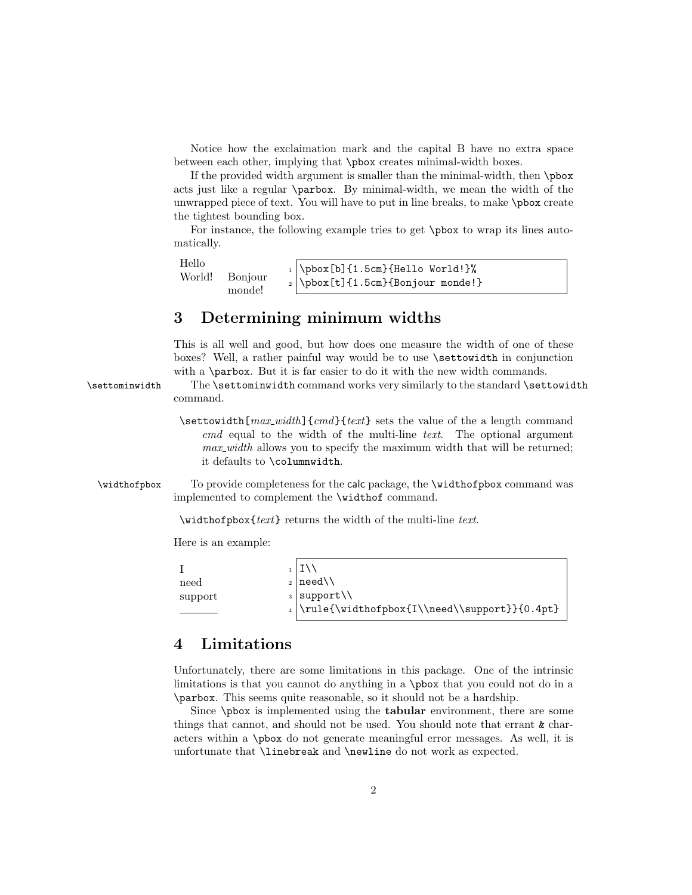Notice how the exclaimation mark and the capital B have no extra space between each other, implying that \pbox creates minimal-width boxes.

If the provided width argument is smaller than the minimal-width, then \pbox acts just like a regular \parbox. By minimal-width, we mean the width of the unwrapped piece of text. You will have to put in line breaks, to make \pbox create the tightest bounding box.

For instance, the following example tries to get \pbox to wrap its lines automatically.

Hello World! Bonjour monde!

```
\pbox[b]{1.5cm}{Hello World!}%
\pbox[t]{1.5cm}{Bonjour monde!}
```

## 3 Determining minimum widths

This is all well and good, but how does one measure the width of one of these boxes? Well, a rather painful way would be to use \settowidth in conjunction with a \parbox. But it is far easier to do it with the new width commands.

\settominwidth — The \settominwidth command works very similarly to the standard \settowidth command.

> \settowidth[*max_width*]{*cmd*}{*text*} sets the value of the a length command *cmd* equal to the width of the multi-line *text*. The optional argument *max_width* allows you to specify the maximum width that will be returned; it defaults to \columnwidth.

\widthofpbox — To provide completeness for the calc package, the \widthofpbox command was implemented to complement the \widthof command.

> \widthofpbox{*text*} returns the width of the multi-line *text*.

Here is an example:

I
need
support
\_\_\_\_\_\_

```
I\\
need\\
support\\
\rule{\widthofpbox{I\\need\\support}}{0.4pt}
```

## 4 Limitations

Unfortunately, there are some limitations in this package. One of the intrinsic limitations is that you cannot do anything in a \pbox that you could not do in a \parbox. This seems quite reasonable, so it should not be a hardship.

Since \pbox is implemented using the **tabular** environment, there are some things that cannot, and should not be used. You should note that errant & characters within a \pbox do not generate meaningful error messages. As well, it is unfortunate that \linebreak and \newline do not work as expected.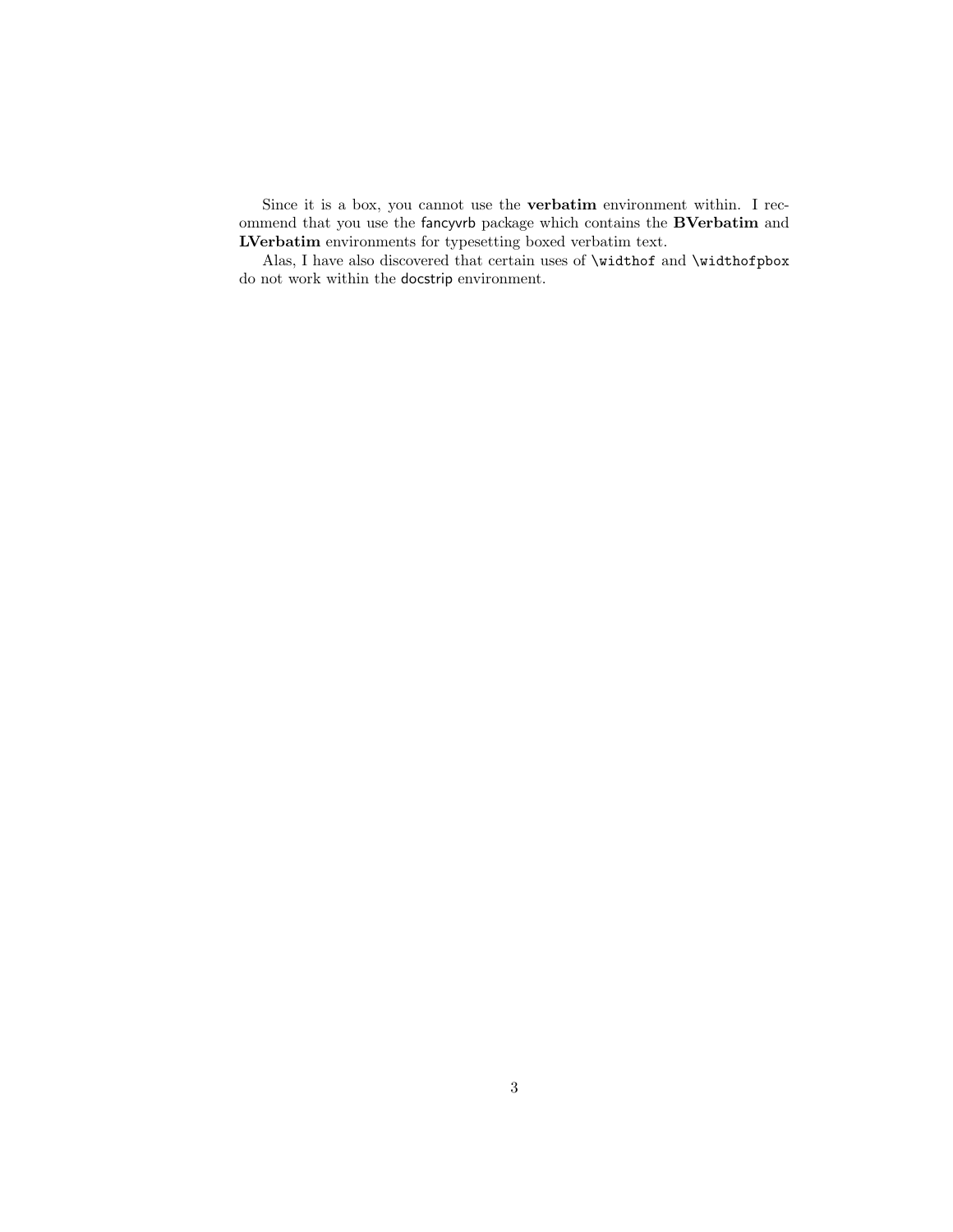Since it is a box, you cannot use the **verbatim** environment within. I recommend that you use the fancyvrb package which contains the **BVerbatim** and **LVerbatim** environments for typesetting boxed verbatim text.

Alas, I have also discovered that certain uses of `\widthof` and `\widthofpbox` do not work within the docstrip environment.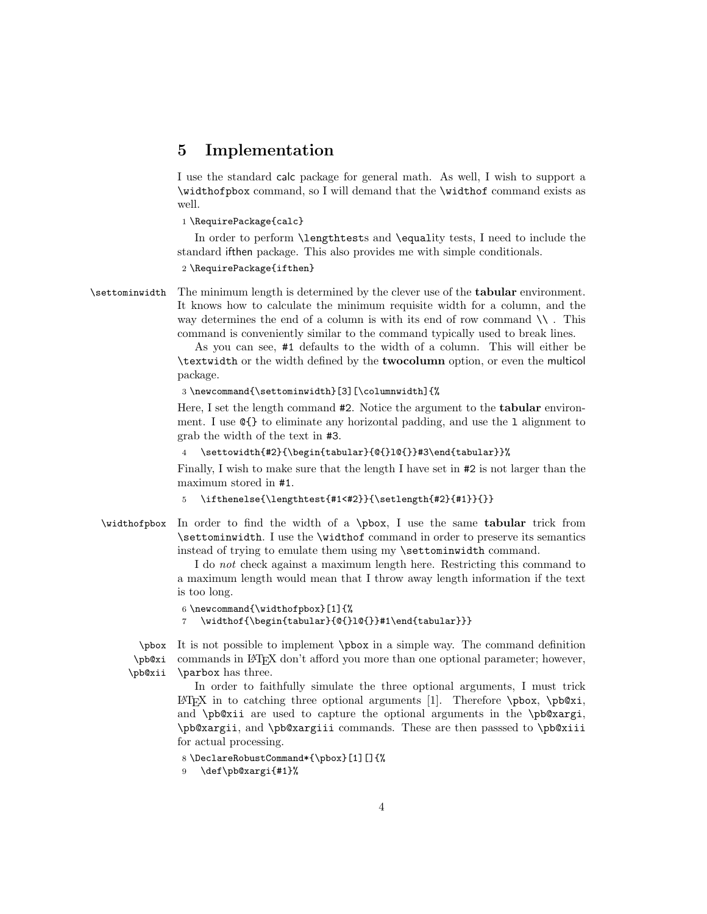## 5 Implementation

I use the standard calc package for general math. As well, I wish to support a `\widthofpbox` command, so I will demand that the `\widthof` command exists as well.

```
1 \RequirePackage{calc}
```

In order to perform `\lengthtest`s and `\equal`ity tests, I need to include the standard ifthen package. This also provides me with simple conditionals.

```
2 \RequirePackage{ifthen}
```

`\settominwidth` The minimum length is determined by the clever use of the **tabular** environment. It knows how to calculate the minimum requisite width for a column, and the way determines the end of a column is with its end of row command `\\` . This command is conveniently similar to the command typically used to break lines.

As you can see, `#1` defaults to the width of a column. This will either be `\textwidth` or the width defined by the **twocolumn** option, or even the multicol package.

```
3 \newcommand{\settominwidth}[3][\columnwidth]{%
```

Here, I set the length command `#2`. Notice the argument to the **tabular** environment. I use `@{}` to eliminate any horizontal padding, and use the `l` alignment to grab the width of the text in `#3`.

```
4   \settowidth{#2}{\begin{tabular}{@{}l@{}}#3\end{tabular}}%
```

Finally, I wish to make sure that the length I have set in `#2` is not larger than the maximum stored in `#1`.

```
5   \ifthenelse{\lengthtest{#1<#2}}{\setlength{#2}{#1}}{}}
```

`\widthofpbox` In order to find the width of a `\pbox`, I use the same **tabular** trick from `\settominwidth`. I use the `\widthof` command in order to preserve its semantics instead of trying to emulate them using my `\settominwidth` command.

I do *not* check against a maximum length here. Restricting this command to a maximum length would mean that I throw away length information if the text is too long.

```
6 \newcommand{\widthofpbox}[1]{%
7   \widthof{\begin{tabular}{@{}l@{}}#1\end{tabular}}}
```

`\pbox` `\pb@xi` `\pb@xii` It is not possible to implement `\pbox` in a simple way. The command definition commands in LaTeX don't afford you more than one optional parameter; however, `\parbox` has three.

In order to faithfully simulate the three optional arguments, I must trick LaTeX in to catching three optional arguments [1]. Therefore `\pbox`, `\pb@xi`, and `\pb@xii` are used to capture the optional arguments in the `\pb@xargi`, `\pb@xargii`, and `\pb@xargiii` commands. These are then passsed to `\pb@xiii` for actual processing.

```
8 \DeclareRobustCommand*{\pbox}[1][]{%
9   \def\pb@xargi{#1}%
```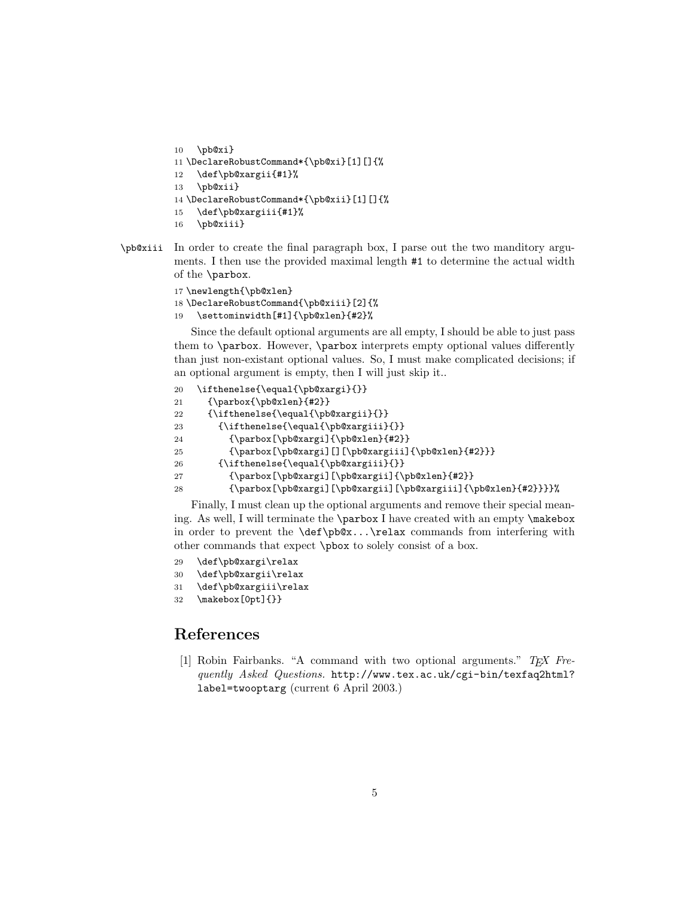```
10   \pb@xi}
11 \DeclareRobustCommand*{\pb@xi}[1][]{%
12   \def\pb@xargii{#1}%
13   \pb@xii}
14 \DeclareRobustCommand*{\pb@xii}[1][]{%
15   \def\pb@xargiii{#1}%
16   \pb@xiii}
```

`\pb@xiii` In order to create the final paragraph box, I parse out the two manditory arguments. I then use the provided maximal length `#1` to determine the actual width of the `\parbox`.

```
17 \newlength{\pb@xlen}
18 \DeclareRobustCommand{\pb@xiii}[2]{%
19   \settominwidth[#1]{\pb@xlen}{#2}%
```

Since the default optional arguments are all empty, I should be able to just pass them to `\parbox`. However, `\parbox` interprets empty optional values differently than just non-existant optional values. So, I must make complicated decisions; if an optional argument is empty, then I will just skip it..

```
20   \ifthenelse{\equal{\pb@xargi}{}}
21     {\parbox{\pb@xlen}{#2}}
22     {\ifthenelse{\equal{\pb@xargii}{}}
23       {\ifthenelse{\equal{\pb@xargiii}{}}
24         {\parbox[\pb@xargi]{\pb@xlen}{#2}}
25         {\parbox[\pb@xargi][][\pb@xargiii]{\pb@xlen}{#2}}}
26       {\ifthenelse{\equal{\pb@xargiii}{}}
27         {\parbox[\pb@xargi][\pb@xargii]{\pb@xlen}{#2}}
28         {\parbox[\pb@xargi][\pb@xargii][\pb@xargiii]{\pb@xlen}{#2}}}}%
```

Finally, I must clean up the optional arguments and remove their special meaning. As well, I will terminate the `\parbox` I have created with an empty `\makebox` in order to prevent the `\def\pb@x...\relax` commands from interfering with other commands that expect `\pbox` to solely consist of a box.

```
29   \def\pb@xargi\relax
30   \def\pb@xargii\relax
31   \def\pb@xargiii\relax
32   \makebox[0pt]{}}
```

## References

[1] Robin Fairbanks. "A command with two optional arguments." *TEX Frequently Asked Questions.* `http://www.tex.ac.uk/cgi-bin/texfaq2html?label=twooptarg` (current 6 April 2003.)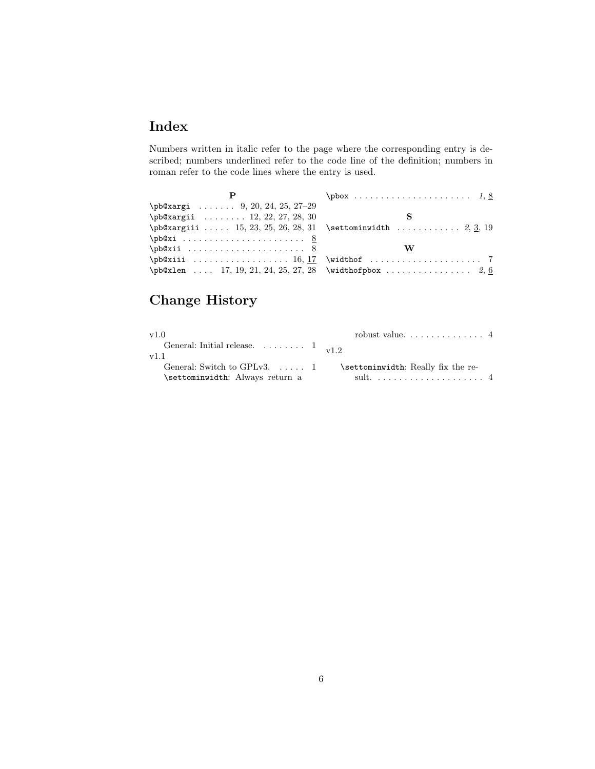# Index

Numbers written in italic refer to the page where the corresponding entry is described; numbers underlined refer to the code line of the definition; numbers in roman refer to the code lines where the entry is used.

**P**

\pb@xargi . . . . . . . 9, 20, 24, 25, 27–29
\pb@xargii . . . . . . . . 12, 22, 27, 28, 30
\pb@xargiii . . . . . 15, 23, 25, 26, 28, 31
\pb@xi . . . . . . . . . . . . . . . . . . . . . . . 8
\pb@xii . . . . . . . . . . . . . . . . . . . . . . 8
\pb@xiii . . . . . . . . . . . . . . . . . . 16, 17
\pb@xlen . . . . 17, 19, 21, 24, 25, 27, 28
\pbox . . . . . . . . . . . . . . . . . . . . . . *1*, 8

**S**

\settominwidth . . . . . . . . . . . . *2*, 3, 19

**W**

\widthof . . . . . . . . . . . . . . . . . . . . . 7
\widthofpbox . . . . . . . . . . . . . . . . *2*, 6

# Change History

v1.0
General: Initial release. . . . . . . . . 1

v1.1
General: Switch to GPLv3. . . . . . 1
\settominwidth: Always return a robust value. . . . . . . . . . . . . . . 4

v1.2
\settominwidth: Really fix the result. . . . . . . . . . . . . . . . . . . . . 4